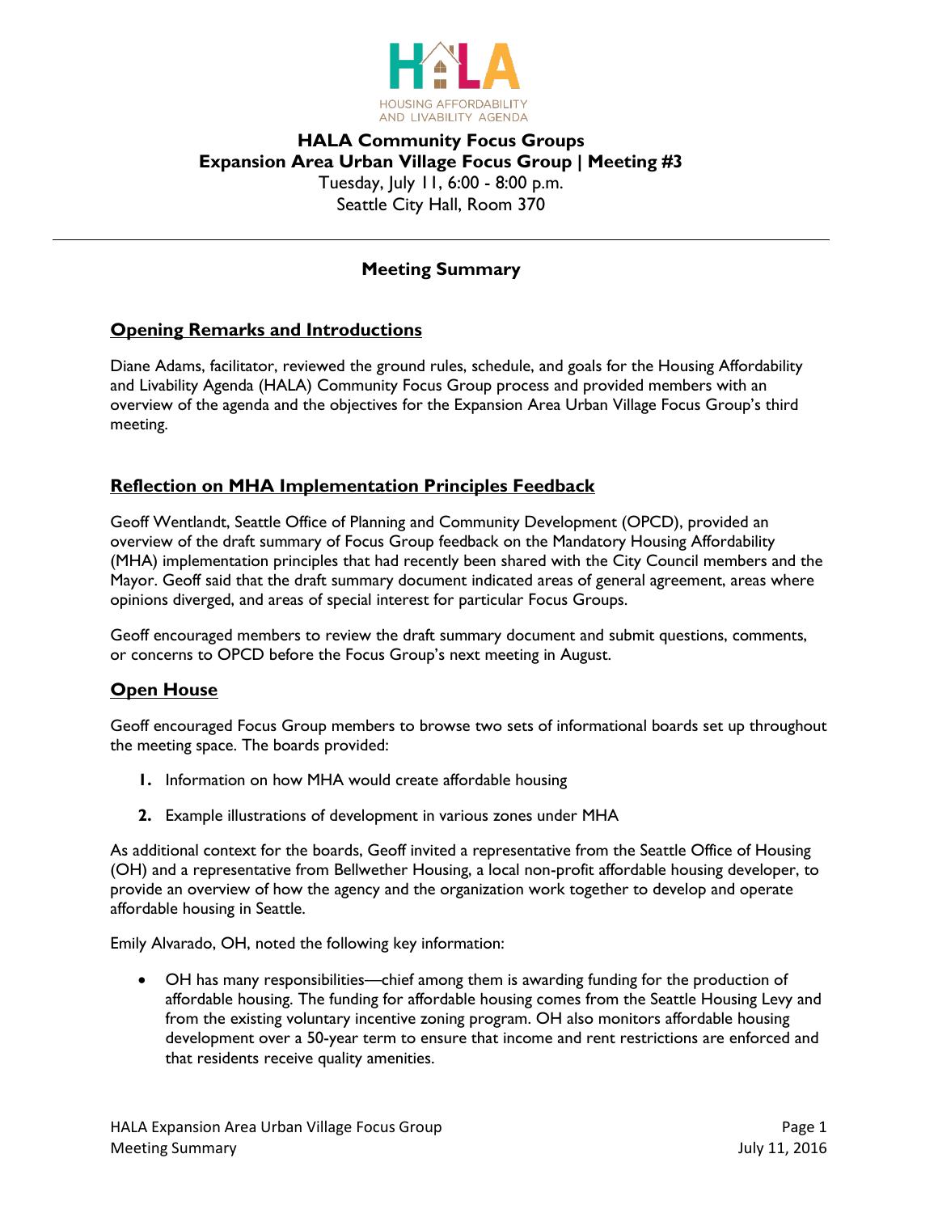HALA
HOUSING AFFORDABILITY AND LIVABILITY AGENDA

# HALA Community Focus Groups
# Expansion Area Urban Village Focus Group | Meeting #3

Tuesday, July 11, 6:00 - 8:00 p.m.
Seattle City Hall, Room 370

---

## Meeting Summary

### Opening Remarks and Introductions

Diane Adams, facilitator, reviewed the ground rules, schedule, and goals for the Housing Affordability and Livability Agenda (HALA) Community Focus Group process and provided members with an overview of the agenda and the objectives for the Expansion Area Urban Village Focus Group's third meeting.

### Reflection on MHA Implementation Principles Feedback

Geoff Wentlandt, Seattle Office of Planning and Community Development (OPCD), provided an overview of the draft summary of Focus Group feedback on the Mandatory Housing Affordability (MHA) implementation principles that had recently been shared with the City Council members and the Mayor. Geoff said that the draft summary document indicated areas of general agreement, areas where opinions diverged, and areas of special interest for particular Focus Groups.

Geoff encouraged members to review the draft summary document and submit questions, comments, or concerns to OPCD before the Focus Group's next meeting in August.

### Open House

Geoff encouraged Focus Group members to browse two sets of informational boards set up throughout the meeting space. The boards provided:

1. Information on how MHA would create affordable housing
2. Example illustrations of development in various zones under MHA

As additional context for the boards, Geoff invited a representative from the Seattle Office of Housing (OH) and a representative from Bellwether Housing, a local non-profit affordable housing developer, to provide an overview of how the agency and the organization work together to develop and operate affordable housing in Seattle.

Emily Alvarado, OH, noted the following key information:

- OH has many responsibilities—chief among them is awarding funding for the production of affordable housing. The funding for affordable housing comes from the Seattle Housing Levy and from the existing voluntary incentive zoning program. OH also monitors affordable housing development over a 50-year term to ensure that income and rent restrictions are enforced and that residents receive quality amenities.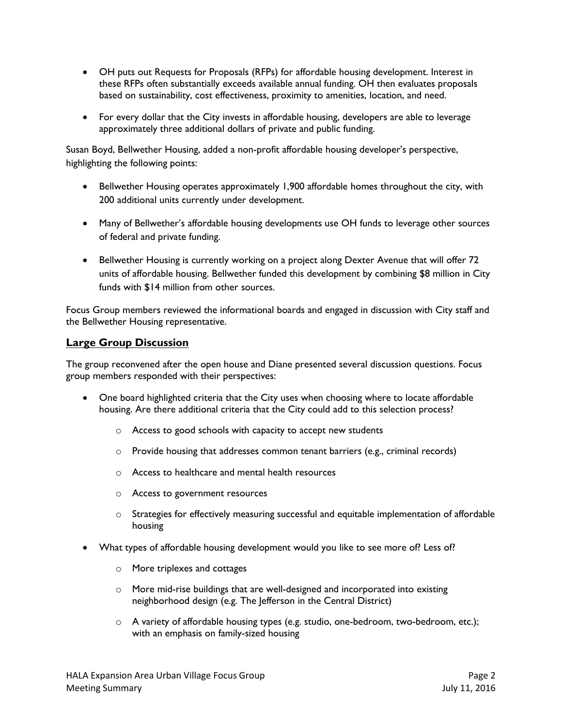- OH puts out Requests for Proposals (RFPs) for affordable housing development. Interest in these RFPs often substantially exceeds available annual funding. OH then evaluates proposals based on sustainability, cost effectiveness, proximity to amenities, location, and need.
- For every dollar that the City invests in affordable housing, developers are able to leverage approximately three additional dollars of private and public funding.

Susan Boyd, Bellwether Housing, added a non-profit affordable housing developer's perspective, highlighting the following points:

- Bellwether Housing operates approximately 1,900 affordable homes throughout the city, with 200 additional units currently under development.
- Many of Bellwether's affordable housing developments use OH funds to leverage other sources of federal and private funding.
- Bellwether Housing is currently working on a project along Dexter Avenue that will offer 72 units of affordable housing. Bellwether funded this development by combining $8 million in City funds with $14 million from other sources.

Focus Group members reviewed the informational boards and engaged in discussion with City staff and the Bellwether Housing representative.

## Large Group Discussion

The group reconvened after the open house and Diane presented several discussion questions. Focus group members responded with their perspectives:

- One board highlighted criteria that the City uses when choosing where to locate affordable housing. Are there additional criteria that the City could add to this selection process?
  - Access to good schools with capacity to accept new students
  - Provide housing that addresses common tenant barriers (e.g., criminal records)
  - Access to healthcare and mental health resources
  - Access to government resources
  - Strategies for effectively measuring successful and equitable implementation of affordable housing
- What types of affordable housing development would you like to see more of? Less of?
  - More triplexes and cottages
  - More mid-rise buildings that are well-designed and incorporated into existing neighborhood design (e.g. The Jefferson in the Central District)
  - A variety of affordable housing types (e.g. studio, one-bedroom, two-bedroom, etc.); with an emphasis on family-sized housing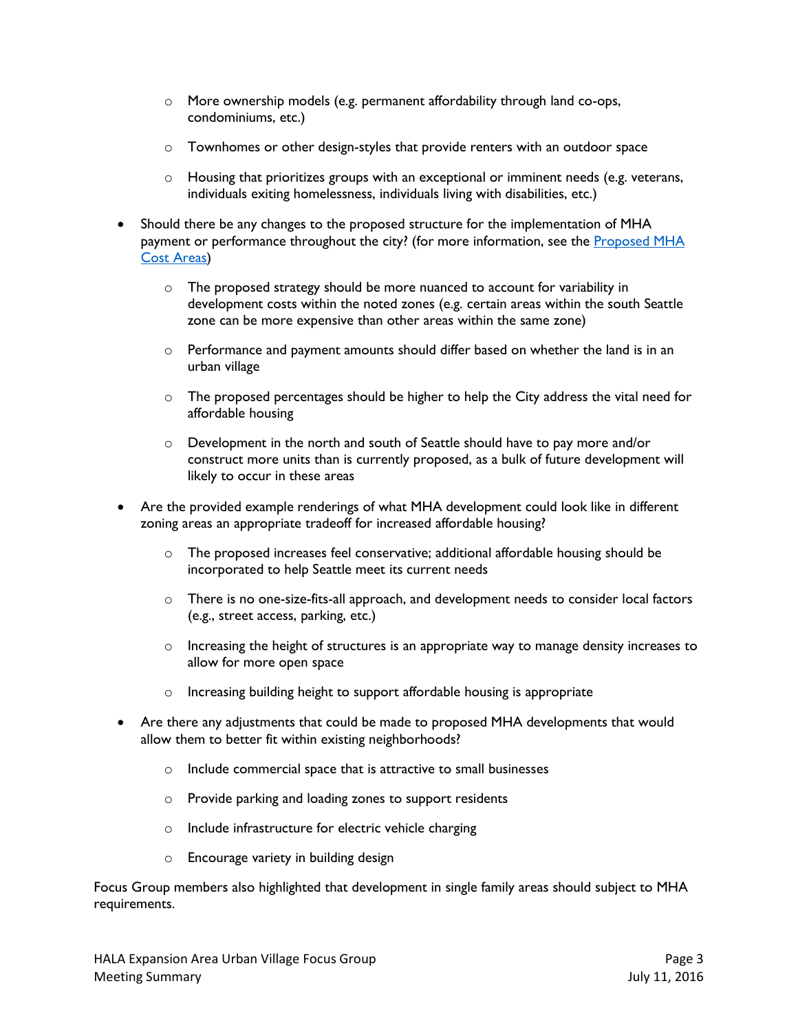- More ownership models (e.g. permanent affordability through land co-ops, condominiums, etc.)
  - Townhomes or other design-styles that provide renters with an outdoor space
  - Housing that prioritizes groups with an exceptional or imminent needs (e.g. veterans, individuals exiting homelessness, individuals living with disabilities, etc.)

- Should there be any changes to the proposed structure for the implementation of MHA payment or performance throughout the city? (for more information, see the [Proposed MHA Cost Areas](Proposed MHA Cost Areas))
  - The proposed strategy should be more nuanced to account for variability in development costs within the noted zones (e.g. certain areas within the south Seattle zone can be more expensive than other areas within the same zone)
  - Performance and payment amounts should differ based on whether the land is in an urban village
  - The proposed percentages should be higher to help the City address the vital need for affordable housing
  - Development in the north and south of Seattle should have to pay more and/or construct more units than is currently proposed, as a bulk of future development will likely to occur in these areas

- Are the provided example renderings of what MHA development could look like in different zoning areas an appropriate tradeoff for increased affordable housing?
  - The proposed increases feel conservative; additional affordable housing should be incorporated to help Seattle meet its current needs
  - There is no one-size-fits-all approach, and development needs to consider local factors (e.g., street access, parking, etc.)
  - Increasing the height of structures is an appropriate way to manage density increases to allow for more open space
  - Increasing building height to support affordable housing is appropriate

- Are there any adjustments that could be made to proposed MHA developments that would allow them to better fit within existing neighborhoods?
  - Include commercial space that is attractive to small businesses
  - Provide parking and loading zones to support residents
  - Include infrastructure for electric vehicle charging
  - Encourage variety in building design

Focus Group members also highlighted that development in single family areas should subject to MHA requirements.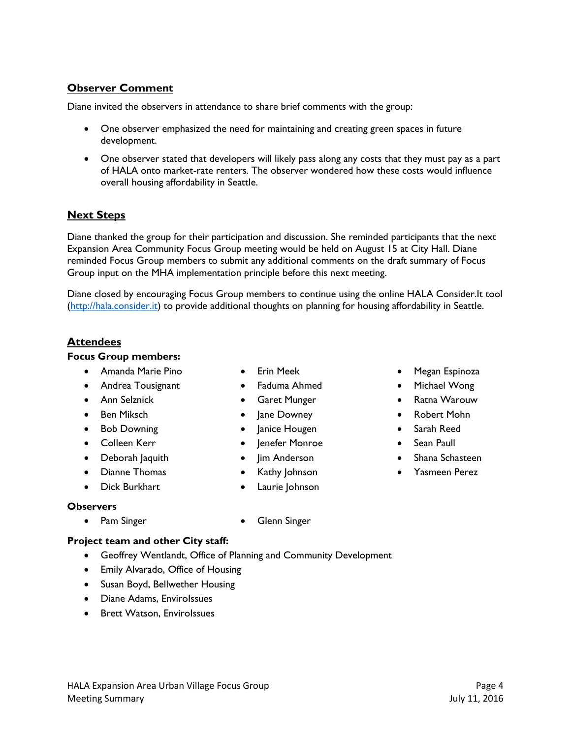## Observer Comment

Diane invited the observers in attendance to share brief comments with the group:

- One observer emphasized the need for maintaining and creating green spaces in future development.
- One observer stated that developers will likely pass along any costs that they must pay as a part of HALA onto market-rate renters. The observer wondered how these costs would influence overall housing affordability in Seattle.

## Next Steps

Diane thanked the group for their participation and discussion. She reminded participants that the next Expansion Area Community Focus Group meeting would be held on August 15 at City Hall. Diane reminded Focus Group members to submit any additional comments on the draft summary of Focus Group input on the MHA implementation principle before this next meeting.

Diane closed by encouraging Focus Group members to continue using the online HALA Consider.It tool (http://hala.consider.it) to provide additional thoughts on planning for housing affordability in Seattle.

## Attendees

**Focus Group members:**

- Amanda Marie Pino
- Andrea Tousignant
- Ann Selznick
- Ben Miksch
- Bob Downing
- Colleen Kerr
- Deborah Jaquith
- Dianne Thomas
- Dick Burkhart
- Erin Meek
- Faduma Ahmed
- Garet Munger
- Jane Downey
- Janice Hougen
- Jenefer Monroe
- Jim Anderson
- Kathy Johnson
- Laurie Johnson
- Megan Espinoza
- Michael Wong
- Ratna Warouw
- Robert Mohn
- Sarah Reed
- Sean Paull
- Shana Schasteen
- Yasmeen Perez

**Observers**

- Pam Singer
- Glenn Singer

**Project team and other City staff:**

- Geoffrey Wentlandt, Office of Planning and Community Development
- Emily Alvarado, Office of Housing
- Susan Boyd, Bellwether Housing
- Diane Adams, EnviroIssues
- Brett Watson, EnviroIssues